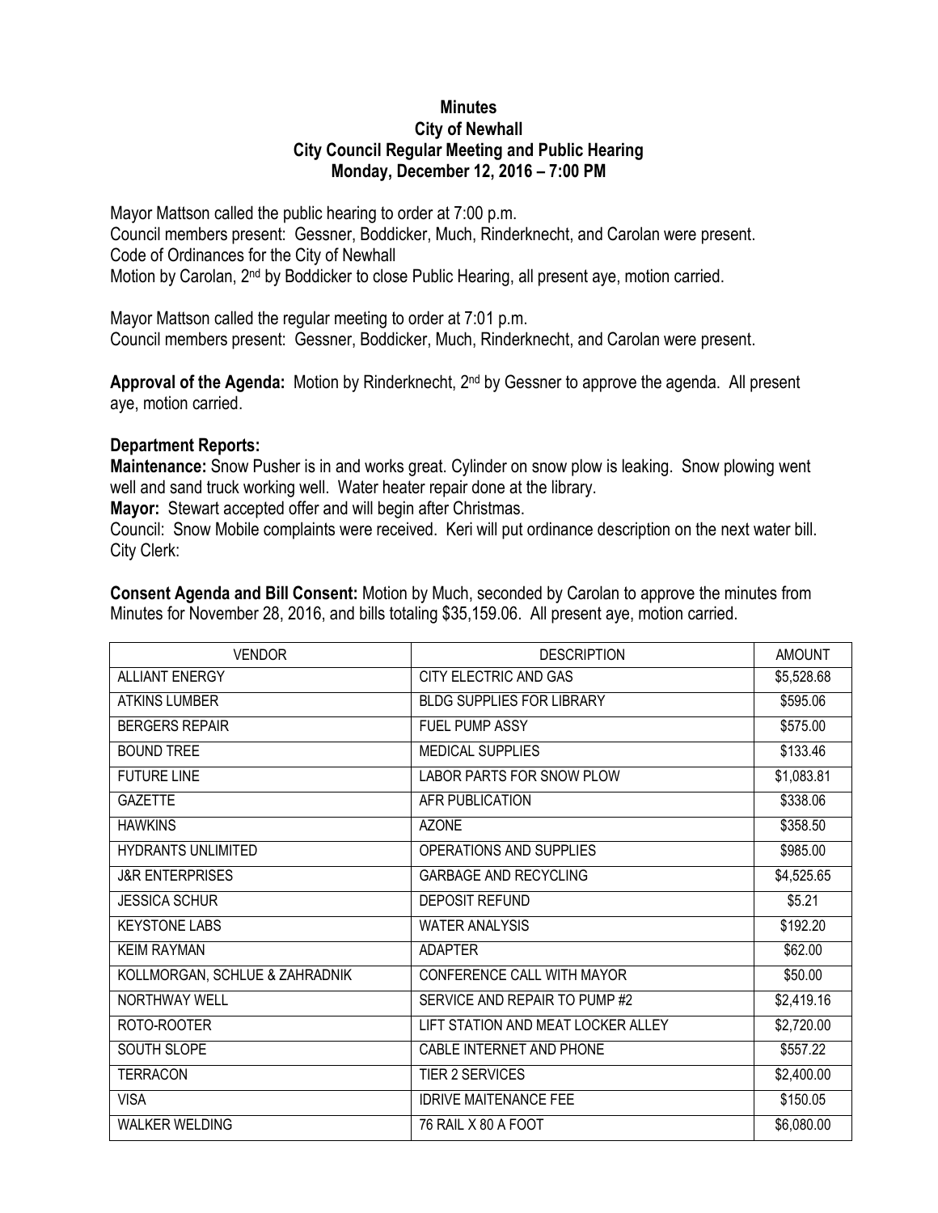# Minutes
## City of Newhall
## City Council Regular Meeting and Public Hearing
## Monday, December 12, 2016 – 7:00 PM

Mayor Mattson called the public hearing to order at 7:00 p.m.
Council members present: Gessner, Boddicker, Much, Rinderknecht, and Carolan were present.
Code of Ordinances for the City of Newhall
Motion by Carolan, 2nd by Boddicker to close Public Hearing, all present aye, motion carried.

Mayor Mattson called the regular meeting to order at 7:01 p.m.
Council members present: Gessner, Boddicker, Much, Rinderknecht, and Carolan were present.

**Approval of the Agenda:** Motion by Rinderknecht, 2nd by Gessner to approve the agenda. All present aye, motion carried.

**Department Reports:**

**Maintenance:** Snow Pusher is in and works great. Cylinder on snow plow is leaking. Snow plowing went well and sand truck working well. Water heater repair done at the library.

**Mayor:** Stewart accepted offer and will begin after Christmas.

Council: Snow Mobile complaints were received. Keri will put ordinance description on the next water bill.

City Clerk:

**Consent Agenda and Bill Consent:** Motion by Much, seconded by Carolan to approve the minutes from Minutes for November 28, 2016, and bills totaling $35,159.06. All present aye, motion carried.

| VENDOR | DESCRIPTION | AMOUNT |
|---|---|---|
| ALLIANT ENERGY | CITY ELECTRIC AND GAS | $5,528.68 |
| ATKINS LUMBER | BLDG SUPPLIES FOR LIBRARY | $595.06 |
| BERGERS REPAIR | FUEL PUMP ASSY | $575.00 |
| BOUND TREE | MEDICAL SUPPLIES | $133.46 |
| FUTURE LINE | LABOR PARTS FOR SNOW PLOW | $1,083.81 |
| GAZETTE | AFR PUBLICATION | $338.06 |
| HAWKINS | AZONE | $358.50 |
| HYDRANTS UNLIMITED | OPERATIONS AND SUPPLIES | $985.00 |
| J&R ENTERPRISES | GARBAGE AND RECYCLING | $4,525.65 |
| JESSICA SCHUR | DEPOSIT REFUND | $5.21 |
| KEYSTONE LABS | WATER ANALYSIS | $192.20 |
| KEIM RAYMAN | ADAPTER | $62.00 |
| KOLLMORGAN, SCHLUE & ZAHRADNIK | CONFERENCE CALL WITH MAYOR | $50.00 |
| NORTHWAY WELL | SERVICE AND REPAIR TO PUMP #2 | $2,419.16 |
| ROTO-ROOTER | LIFT STATION AND MEAT LOCKER ALLEY | $2,720.00 |
| SOUTH SLOPE | CABLE INTERNET AND PHONE | $557.22 |
| TERRACON | TIER 2 SERVICES | $2,400.00 |
| VISA | IDRIVE MAITENANCE FEE | $150.05 |
| WALKER WELDING | 76 RAIL X 80 A FOOT | $6,080.00 |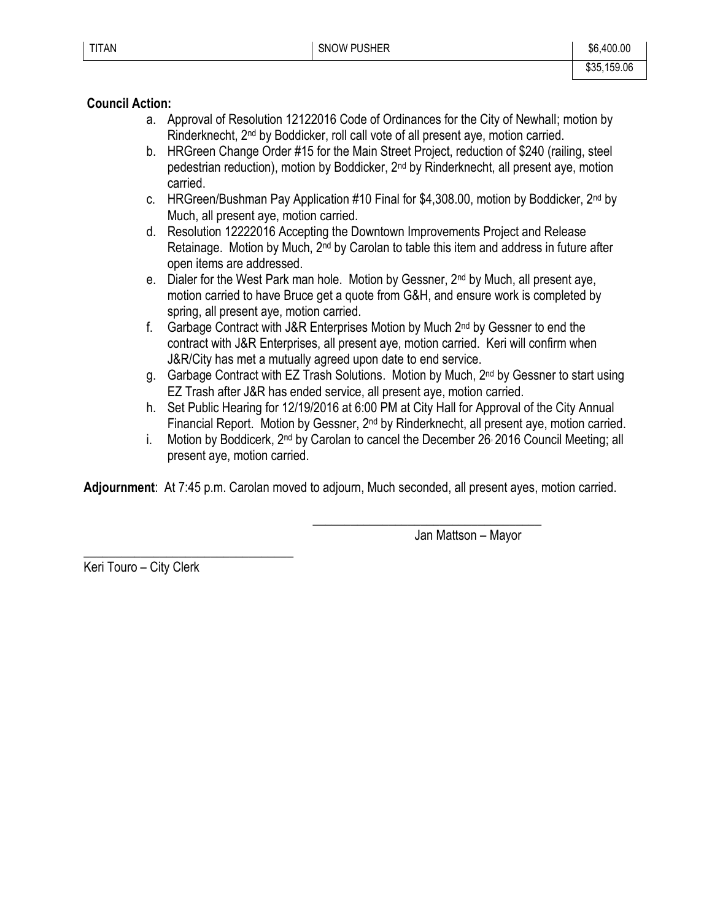| | | |
|---|---|---|
| TITAN | SNOW PUSHER | $6,400.00 |
| | | $35,159.06 |

**Council Action:**

a. Approval of Resolution 12122016 Code of Ordinances for the City of Newhall; motion by Rinderknecht, 2nd by Boddicker, roll call vote of all present aye, motion carried.
b. HRGreen Change Order #15 for the Main Street Project, reduction of $240 (railing, steel pedestrian reduction), motion by Boddicker, 2nd by Rinderknecht, all present aye, motion carried.
c. HRGreen/Bushman Pay Application #10 Final for $4,308.00, motion by Boddicker, 2nd by Much, all present aye, motion carried.
d. Resolution 12222016 Accepting the Downtown Improvements Project and Release Retainage. Motion by Much, 2nd by Carolan to table this item and address in future after open items are addressed.
e. Dialer for the West Park man hole. Motion by Gessner, 2nd by Much, all present aye, motion carried to have Bruce get a quote from G&H, and ensure work is completed by spring, all present aye, motion carried.
f. Garbage Contract with J&R Enterprises Motion by Much 2nd by Gessner to end the contract with J&R Enterprises, all present aye, motion carried. Keri will confirm when J&R/City has met a mutually agreed upon date to end service.
g. Garbage Contract with EZ Trash Solutions. Motion by Much, 2nd by Gessner to start using EZ Trash after J&R has ended service, all present aye, motion carried.
h. Set Public Hearing for 12/19/2016 at 6:00 PM at City Hall for Approval of the City Annual Financial Report. Motion by Gessner, 2nd by Rinderknecht, all present aye, motion carried.
i. Motion by Boddicerk, 2nd by Carolan to cancel the December 26, 2016 Council Meeting; all present aye, motion carried.

**Adjournment**: At 7:45 p.m. Carolan moved to adjourn, Much seconded, all present ayes, motion carried.

\_\_\_\_\_\_\_\_\_\_\_\_\_\_\_\_\_\_\_\_\_\_\_\_\_\_\_\_\_\_\_\_\_\_\_\_

Jan Mattson – Mayor

\_\_\_\_\_\_\_\_\_\_\_\_\_\_\_\_\_\_\_\_\_\_\_\_\_\_\_\_\_\_\_\_\_\_\_\_

Keri Touro – City Clerk